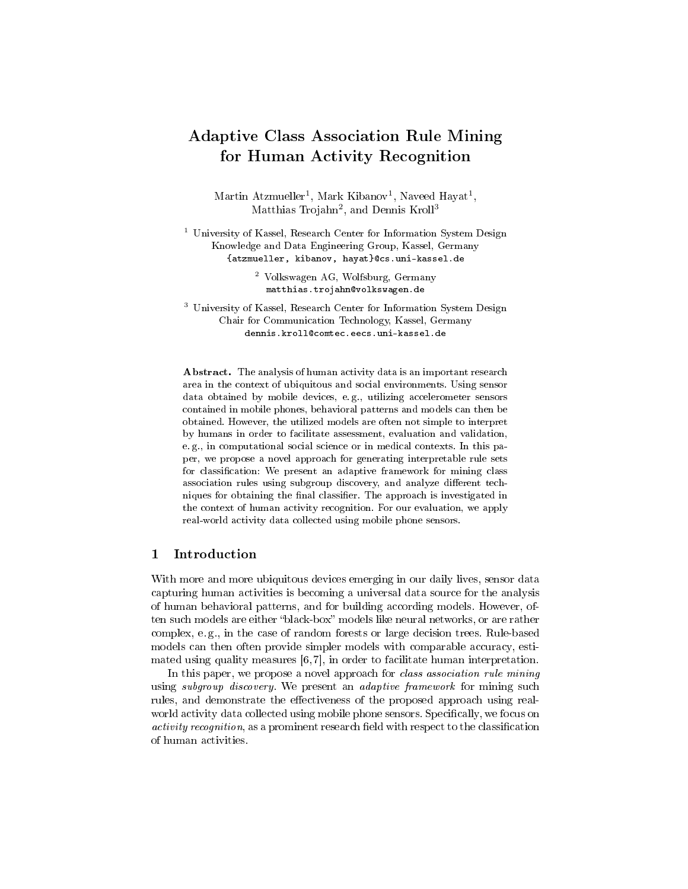# Adaptive Class Association Rule Mining for Human Activity Recognition

Martin Atzmueller[1], Mark Kibanov[1], Naveed Hayat[1], Matthias Trojahn[2], and Dennis Kroll[3]

[1] University of Kassel, Research Center for Information System Design
Knowledge and Data Engineering Group, Kassel, Germany
{atzmueller, kibanov, hayat}@cs.uni-kassel.de

[2] Volkswagen AG, Wolfsburg, Germany
matthias.trojahn@volkswagen.de

[3] University of Kassel, Research Center for Information System Design
Chair for Communication Technology, Kassel, Germany
dennis.kroll@comtec.eecs.uni-kassel.de

**Abstract.** The analysis of human activity data is an important research area in the context of ubiquitous and social environments. Using sensor data obtained by mobile devices, e. g., utilizing accelerometer sensors contained in mobile phones, behavioral patterns and models can then be obtained. However, the utilized models are often not simple to interpret by humans in order to facilitate assessment, evaluation and validation, e. g., in computational social science or in medical contexts. In this paper, we propose a novel approach for generating interpretable rule sets for classification: We present an adaptive framework for mining class association rules using subgroup discovery, and analyze different techniques for obtaining the final classifier. The approach is investigated in the context of human activity recognition. For our evaluation, we apply real-world activity data collected using mobile phone sensors.

## 1 Introduction

With more and more ubiquitous devices emerging in our daily lives, sensor data capturing human activities is becoming a universal data source for the analysis of human behavioral patterns, and for building according models. However, often such models are either "black-box" models like neural networks, or are rather complex, e. g., in the case of random forests or large decision trees. Rule-based models can then often provide simpler models with comparable accuracy, estimated using quality measures [6,7], in order to facilitate human interpretation.

In this paper, we propose a novel approach for *class association rule mining* using *subgroup discovery*. We present an *adaptive framework* for mining such rules, and demonstrate the effectiveness of the proposed approach using real-world activity data collected using mobile phone sensors. Specifically, we focus on *activity recognition*, as a prominent research field with respect to the classification of human activities.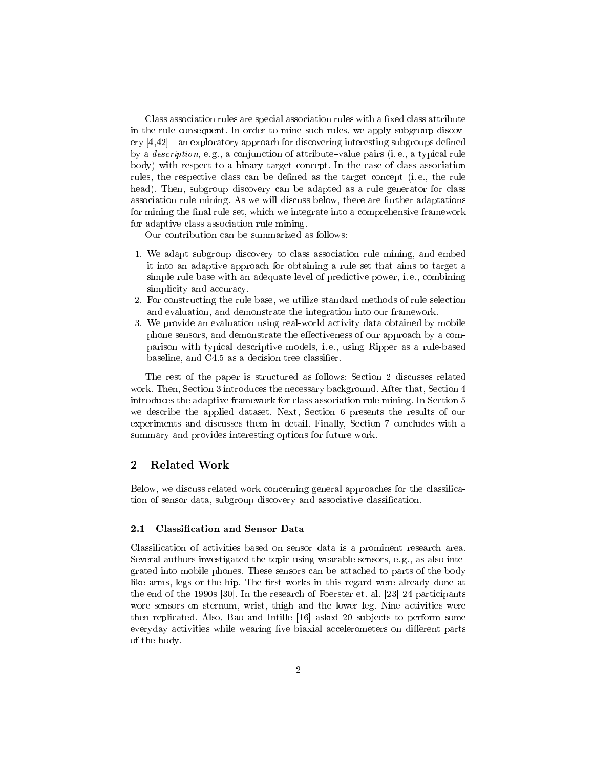Class association rules are special association rules with a fixed class attribute in the rule consequent. In order to mine such rules, we apply subgroup discovery [4,42] – an exploratory approach for discovering interesting subgroups defined by a *description*, e.g., a conjunction of attribute–value pairs (i. e., a typical rule body) with respect to a binary target concept. In the case of class association rules, the respective class can be defined as the target concept (i. e., the rule head). Then, subgroup discovery can be adapted as a rule generator for class association rule mining. As we will discuss below, there are further adaptations for mining the final rule set, which we integrate into a comprehensive framework for adaptive class association rule mining.

Our contribution can be summarized as follows:

1. We adapt subgroup discovery to class association rule mining, and embed it into an adaptive approach for obtaining a rule set that aims to target a simple rule base with an adequate level of predictive power, i. e., combining simplicity and accuracy.
2. For constructing the rule base, we utilize standard methods of rule selection and evaluation, and demonstrate the integration into our framework.
3. We provide an evaluation using real-world activity data obtained by mobile phone sensors, and demonstrate the effectiveness of our approach by a comparison with typical descriptive models, i. e., using Ripper as a rule-based baseline, and C4.5 as a decision tree classifier.

The rest of the paper is structured as follows: Section 2 discusses related work. Then, Section 3 introduces the necessary background. After that, Section 4 introduces the adaptive framework for class association rule mining. In Section 5 we describe the applied dataset. Next, Section 6 presents the results of our experiments and discusses them in detail. Finally, Section 7 concludes with a summary and provides interesting options for future work.

## 2 Related Work

Below, we discuss related work concerning general approaches for the classification of sensor data, subgroup discovery and associative classification.

### 2.1 Classification and Sensor Data

Classification of activities based on sensor data is a prominent research area. Several authors investigated the topic using wearable sensors, e. g., as also integrated into mobile phones. These sensors can be attached to parts of the body like arms, legs or the hip. The first works in this regard were already done at the end of the 1990s [30]. In the research of Foerster et. al. [23] 24 participants wore sensors on sternum, wrist, thigh and the lower leg. Nine activities were then replicated. Also, Bao and Intille [16] asked 20 subjects to perform some everyday activities while wearing five biaxial accelerometers on different parts of the body.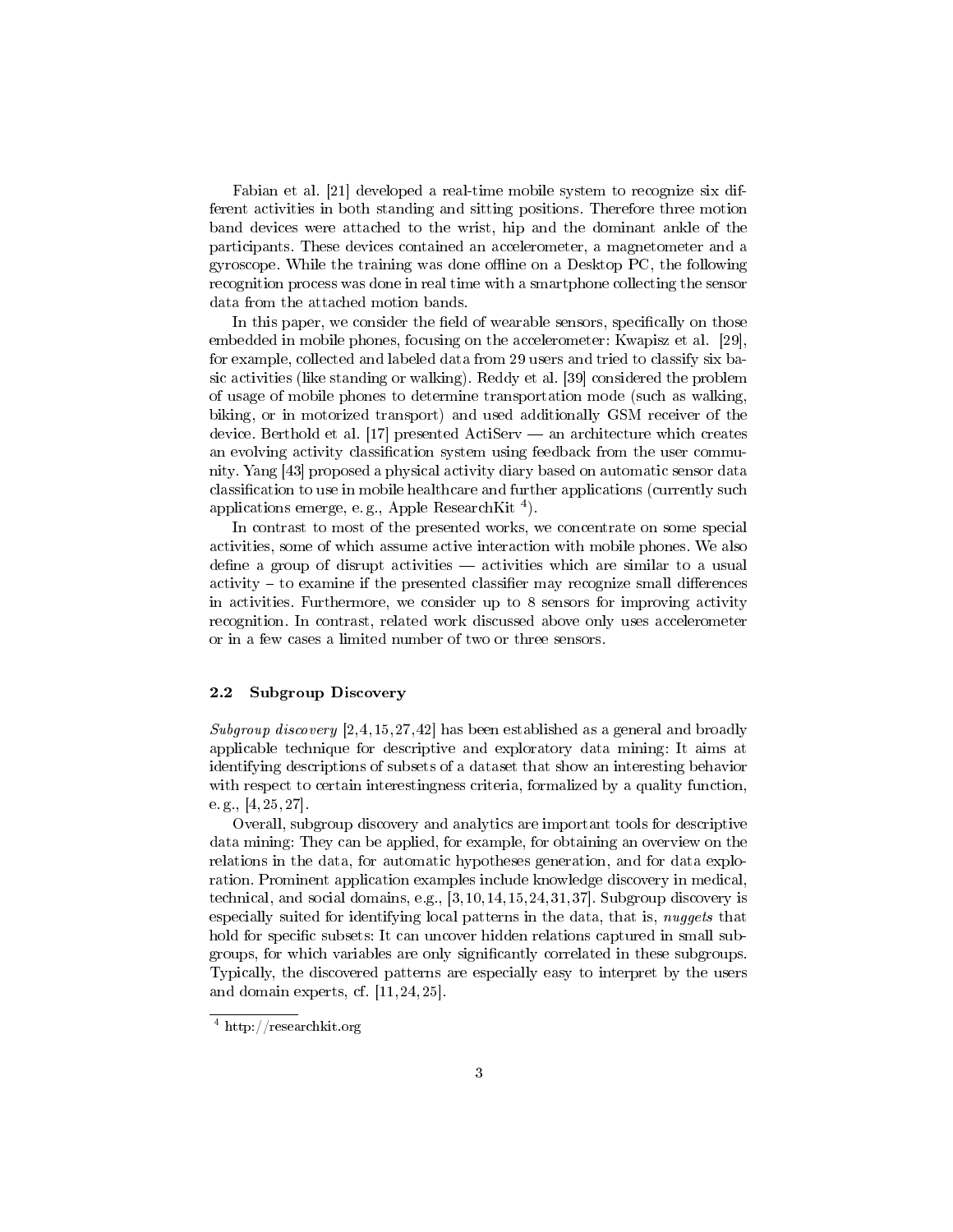Fabian et al. [21] developed a real-time mobile system to recognize six different activities in both standing and sitting positions. Therefore three motion band devices were attached to the wrist, hip and the dominant ankle of the participants. These devices contained an accelerometer, a magnetometer and a gyroscope. While the training was done offline on a Desktop PC, the following recognition process was done in real time with a smartphone collecting the sensor data from the attached motion bands.

In this paper, we consider the field of wearable sensors, specifically on those embedded in mobile phones, focusing on the accelerometer: Kwapisz et al. [29], for example, collected and labeled data from 29 users and tried to classify six basic activities (like standing or walking). Reddy et al. [39] considered the problem of usage of mobile phones to determine transportation mode (such as walking, biking, or in motorized transport) and used additionally GSM receiver of the device. Berthold et al. [17] presented ActiServ — an architecture which creates an evolving activity classification system using feedback from the user community. Yang [43] proposed a physical activity diary based on automatic sensor data classification to use in mobile healthcare and further applications (currently such applications emerge, e. g., Apple ResearchKit [4]).

In contrast to most of the presented works, we concentrate on some special activities, some of which assume active interaction with mobile phones. We also define a group of disrupt activities — activities which are similar to a usual activity – to examine if the presented classifier may recognize small differences in activities. Furthermore, we consider up to 8 sensors for improving activity recognition. In contrast, related work discussed above only uses accelerometer or in a few cases a limited number of two or three sensors.

### 2.2 Subgroup Discovery

*Subgroup discovery* [2,4,15,27,42] has been established as a general and broadly applicable technique for descriptive and exploratory data mining: It aims at identifying descriptions of subsets of a dataset that show an interesting behavior with respect to certain interestingness criteria, formalized by a quality function, e. g., [4, 25, 27].

Overall, subgroup discovery and analytics are important tools for descriptive data mining: They can be applied, for example, for obtaining an overview on the relations in the data, for automatic hypotheses generation, and for data exploration. Prominent application examples include knowledge discovery in medical, technical, and social domains, e.g., [3,10,14,15,24,31,37]. Subgroup discovery is especially suited for identifying local patterns in the data, that is, *nuggets* that hold for specific subsets: It can uncover hidden relations captured in small subgroups, for which variables are only significantly correlated in these subgroups. Typically, the discovered patterns are especially easy to interpret by the users and domain experts, cf. [11, 24, 25].

[4] http://researchkit.org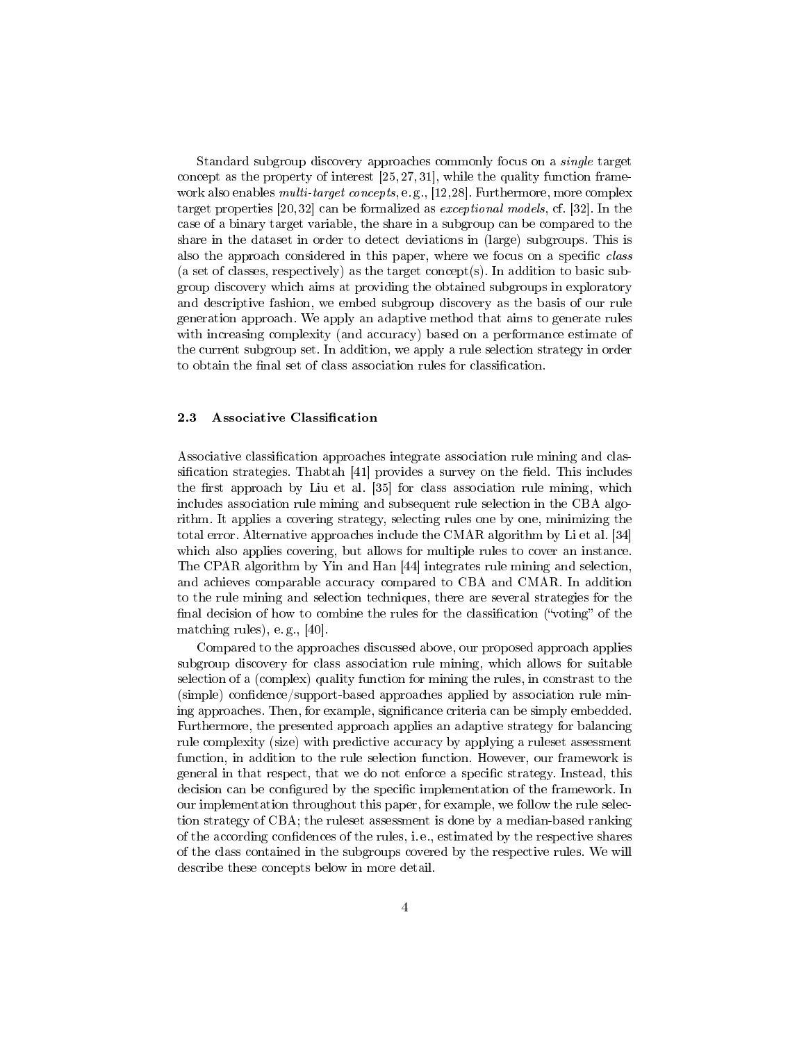Standard subgroup discovery approaches commonly focus on a *single* target concept as the property of interest [25, 27, 31], while the quality function framework also enables *multi-target concepts*, e.g., [12,28]. Furthermore, more complex target properties [20,32] can be formalized as *exceptional models*, cf. [32]. In the case of a binary target variable, the share in a subgroup can be compared to the share in the dataset in order to detect deviations in (large) subgroups. This is also the approach considered in this paper, where we focus on a specific *class* (a set of classes, respectively) as the target concept(s). In addition to basic subgroup discovery which aims at providing the obtained subgroups in exploratory and descriptive fashion, we embed subgroup discovery as the basis of our rule generation approach. We apply an adaptive method that aims to generate rules with increasing complexity (and accuracy) based on a performance estimate of the current subgroup set. In addition, we apply a rule selection strategy in order to obtain the final set of class association rules for classification.

### 2.3 Associative Classification

Associative classification approaches integrate association rule mining and classification strategies. Thabtah [41] provides a survey on the field. This includes the first approach by Liu et al. [35] for class association rule mining, which includes association rule mining and subsequent rule selection in the CBA algorithm. It applies a covering strategy, selecting rules one by one, minimizing the total error. Alternative approaches include the CMAR algorithm by Li et al. [34] which also applies covering, but allows for multiple rules to cover an instance. The CPAR algorithm by Yin and Han [44] integrates rule mining and selection, and achieves comparable accuracy compared to CBA and CMAR. In addition to the rule mining and selection techniques, there are several strategies for the final decision of how to combine the rules for the classification ("voting" of the matching rules), e.g., [40].

Compared to the approaches discussed above, our proposed approach applies subgroup discovery for class association rule mining, which allows for suitable selection of a (complex) quality function for mining the rules, in constrast to the (simple) confidence/support-based approaches applied by association rule mining approaches. Then, for example, significance criteria can be simply embedded. Furthermore, the presented approach applies an adaptive strategy for balancing rule complexity (size) with predictive accuracy by applying a ruleset assessment function, in addition to the rule selection function. However, our framework is general in that respect, that we do not enforce a specific strategy. Instead, this decision can be configured by the specific implementation of the framework. In our implementation throughout this paper, for example, we follow the rule selection strategy of CBA; the ruleset assessment is done by a median-based ranking of the according confidences of the rules, i.e., estimated by the respective shares of the class contained in the subgroups covered by the respective rules. We will describe these concepts below in more detail.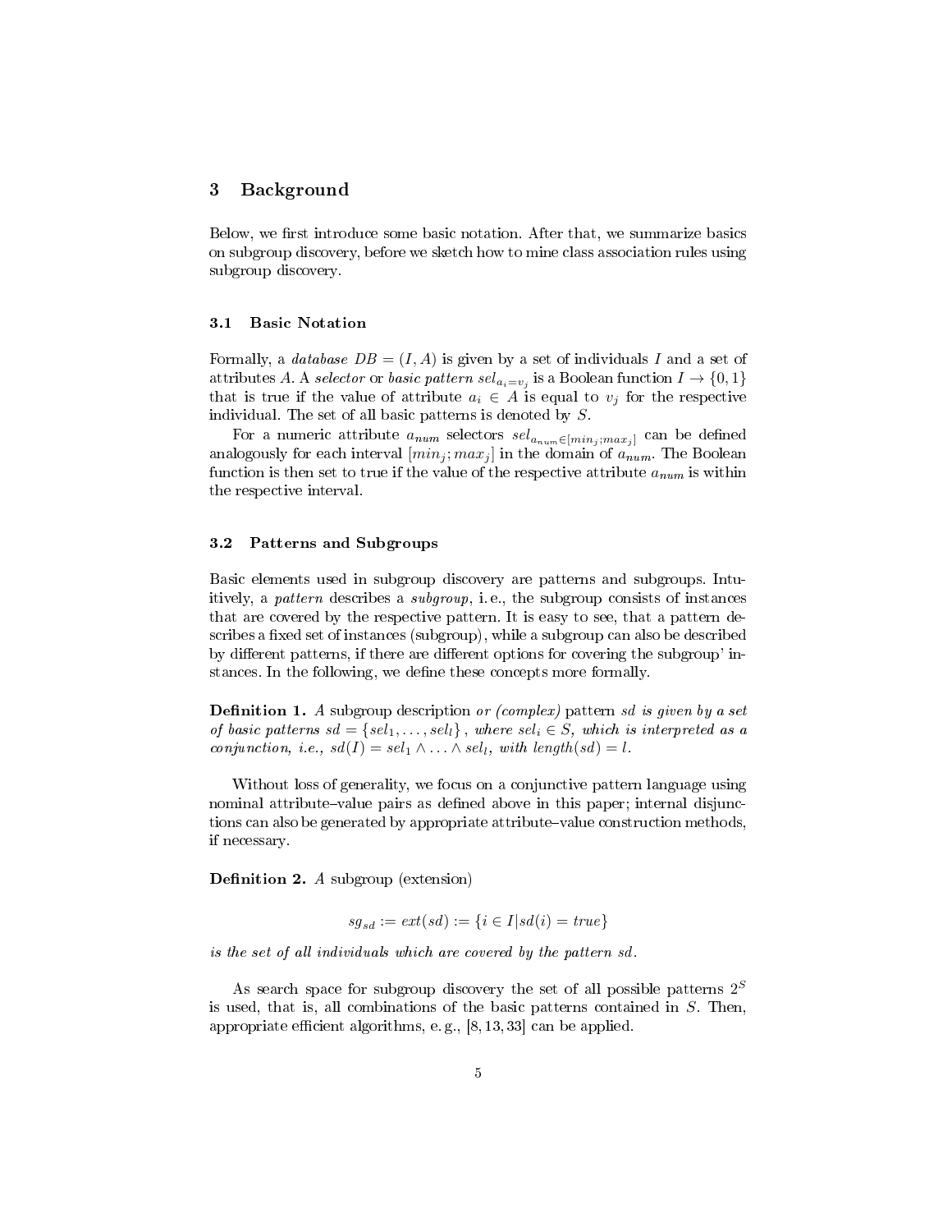## 3 Background

Below, we first introduce some basic notation. After that, we summarize basics on subgroup discovery, before we sketch how to mine class association rules using subgroup discovery.

### 3.1 Basic Notation

Formally, a *database* $DB = (I, A)$ is given by a set of individuals $I$ and a set of attributes $A$. A *selector* or *basic pattern* $sel_{a_i=v_j}$ is a Boolean function $I \rightarrow \{0, 1\}$ that is true if the value of attribute $a_i \in A$ is equal to $v_j$ for the respective individual. The set of all basic patterns is denoted by $S$.

For a numeric attribute $a_{num}$ selectors $sel_{a_{num} \in [min_j; max_j]}$ can be defined analogously for each interval $[min_j; max_j]$ in the domain of $a_{num}$. The Boolean function is then set to true if the value of the respective attribute $a_{num}$ is within the respective interval.

### 3.2 Patterns and Subgroups

Basic elements used in subgroup discovery are patterns and subgroups. Intuitively, a *pattern* describes a *subgroup*, i. e., the subgroup consists of instances that are covered by the respective pattern. It is easy to see, that a pattern describes a fixed set of instances (subgroup), while a subgroup can also be described by different patterns, if there are different options for covering the subgroup' instances. In the following, we define these concepts more formally.

**Definition 1.** *A* subgroup description *or (complex)* pattern *sd is given by a set of basic patterns* $sd = \{sel_1, \ldots, sel_l\}$ *, where* $sel_i \in S$*, which is interpreted as a conjunction, i.e.,* $sd(I) = sel_1 \wedge \ldots \wedge sel_l$*, with* $length(sd) = l$.

Without loss of generality, we focus on a conjunctive pattern language using nominal attribute–value pairs as defined above in this paper; internal disjunctions can also be generated by appropriate attribute–value construction methods, if necessary.

**Definition 2.** *A* subgroup (extension)

$$sg_{sd} := ext(sd) := \{i \in I | sd(i) = true\}$$

*is the set of all individuals which are covered by the pattern sd.*

As search space for subgroup discovery the set of all possible patterns $2^S$ is used, that is, all combinations of the basic patterns contained in $S$. Then, appropriate efficient algorithms, e. g., [8, 13, 33] can be applied.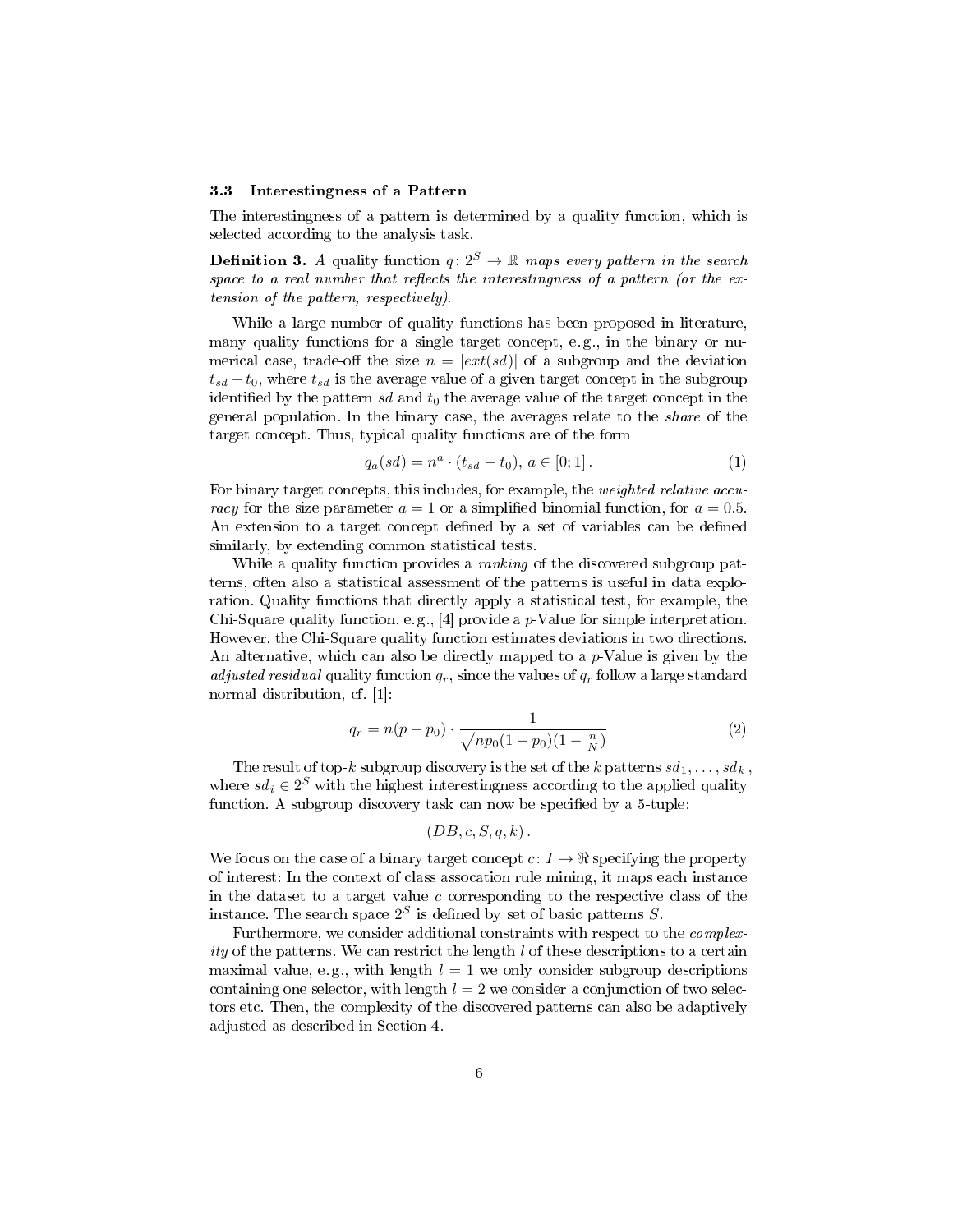### 3.3 Interestingness of a Pattern

The interestingness of a pattern is determined by a quality function, which is selected according to the analysis task.

**Definition 3.** *A* quality function $q \colon 2^S \to \mathbb{R}$ *maps every pattern in the search space to a real number that reflects the interestingness of a pattern (or the extension of the pattern, respectively).*

While a large number of quality functions has been proposed in literature, many quality functions for a single target concept, e.g., in the binary or numerical case, trade-off the size $n = |ext(sd)|$ of a subgroup and the deviation $t_{sd} - t_0$, where $t_{sd}$ is the average value of a given target concept in the subgroup identified by the pattern $sd$ and $t_0$ the average value of the target concept in the general population. In the binary case, the averages relate to the *share* of the target concept. Thus, typical quality functions are of the form

$$q_a(sd) = n^a \cdot (t_{sd} - t_0),\ a \in [0; 1]\,. \tag{1}$$

For binary target concepts, this includes, for example, the *weighted relative accuracy* for the size parameter $a = 1$ or a simplified binomial function, for $a = 0.5$. An extension to a target concept defined by a set of variables can be defined similarly, by extending common statistical tests.

While a quality function provides a *ranking* of the discovered subgroup patterns, often also a statistical assessment of the patterns is useful in data exploration. Quality functions that directly apply a statistical test, for example, the Chi-Square quality function, e.g., [4] provide a $p$-Value for simple interpretation. However, the Chi-Square quality function estimates deviations in two directions. An alternative, which can also be directly mapped to a $p$-Value is given by the *adjusted residual* quality function $q_r$, since the values of $q_r$ follow a large standard normal distribution, cf. [1]:

$$q_r = n(p - p_0) \cdot \frac{1}{\sqrt{np_0(1 - p_0)(1 - \frac{n}{N})}} \tag{2}$$

The result of top-$k$ subgroup discovery is the set of the $k$ patterns $sd_1, \ldots, sd_k$, where $sd_i \in 2^S$ with the highest interestingness according to the applied quality function. A subgroup discovery task can now be specified by a 5-tuple:

$$(DB, c, S, q, k)\,.$$

We focus on the case of a binary target concept $c \colon I \to \Re$ specifying the property of interest: In the context of class assocation rule mining, it maps each instance in the dataset to a target value $c$ corresponding to the respective class of the instance. The search space $2^S$ is defined by set of basic patterns $S$.

Furthermore, we consider additional constraints with respect to the *complexity* of the patterns. We can restrict the length $l$ of these descriptions to a certain maximal value, e.g., with length $l = 1$ we only consider subgroup descriptions containing one selector, with length $l = 2$ we consider a conjunction of two selectors etc. Then, the complexity of the discovered patterns can also be adaptively adjusted as described in Section 4.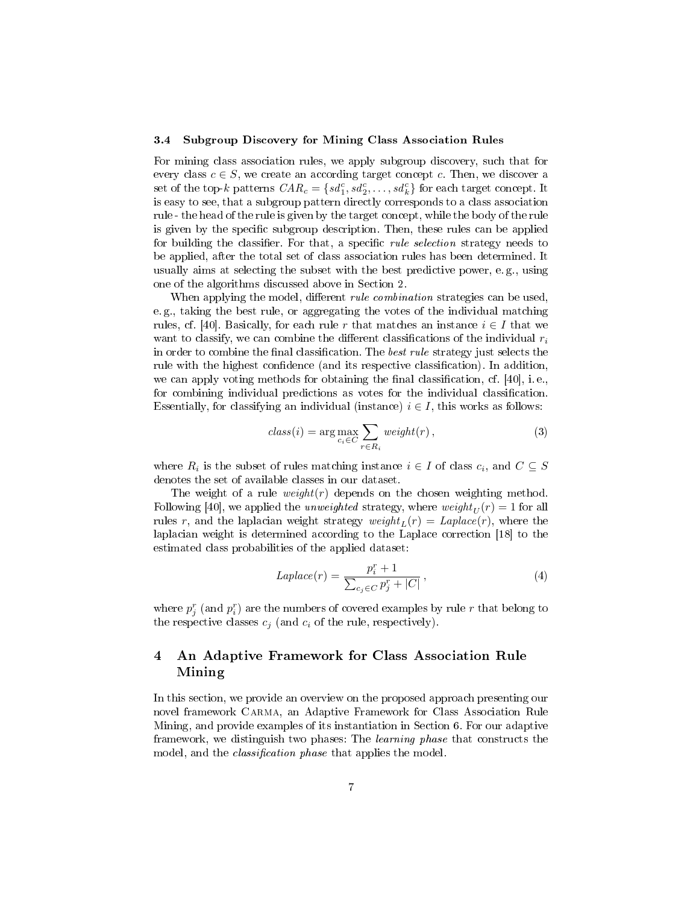### 3.4 Subgroup Discovery for Mining Class Association Rules

For mining class association rules, we apply subgroup discovery, such that for every class $c \in S$, we create an according target concept $c$. Then, we discover a set of the top-$k$ patterns $CAR_c = \{sd_1^c, sd_2^c, \ldots, sd_k^c\}$ for each target concept. It is easy to see, that a subgroup pattern directly corresponds to a class association rule - the head of the rule is given by the target concept, while the body of the rule is given by the specific subgroup description. Then, these rules can be applied for building the classifier. For that, a specific *rule selection* strategy needs to be applied, after the total set of class association rules has been determined. It usually aims at selecting the subset with the best predictive power, e. g., using one of the algorithms discussed above in Section 2.

When applying the model, different *rule combination* strategies can be used, e. g., taking the best rule, or aggregating the votes of the individual matching rules, cf. [40]. Basically, for each rule $r$ that matches an instance $i \in I$ that we want to classify, we can combine the different classifications of the individual $r_i$ in order to combine the final classification. The *best rule* strategy just selects the rule with the highest confidence (and its respective classification). In addition, we can apply voting methods for obtaining the final classification, cf. [40], i. e., for combining individual predictions as votes for the individual classification. Essentially, for classifying an individual (instance) $i \in I$, this works as follows:

$$class(i) = \arg\max_{c_i \in C} \sum_{r \in R_i} weight(r)\,, \tag{3}$$

where $R_i$ is the subset of rules matching instance $i \in I$ of class $c_i$, and $C \subseteq S$ denotes the set of available classes in our dataset.

The weight of a rule $weight(r)$ depends on the chosen weighting method. Following [40], we applied the *unweighted* strategy, where $weight_U(r) = 1$ for all rules $r$, and the laplacian weight strategy $weight_L(r) = Laplace(r)$, where the laplacian weight is determined according to the Laplace correction [18] to the estimated class probabilities of the applied dataset:

$$Laplace(r) = \frac{p_i^r + 1}{\sum_{c_j \in C} p_j^r + |C|}\,, \tag{4}$$

where $p_j^r$ (and $p_i^r$) are the numbers of covered examples by rule $r$ that belong to the respective classes $c_j$ (and $c_i$ of the rule, respectively).

## 4 An Adaptive Framework for Class Association Rule Mining

In this section, we provide an overview on the proposed approach presenting our novel framework Carma, an Adaptive Framework for Class Association Rule Mining, and provide examples of its instantiation in Section 6. For our adaptive framework, we distinguish two phases: The *learning phase* that constructs the model, and the *classification phase* that applies the model.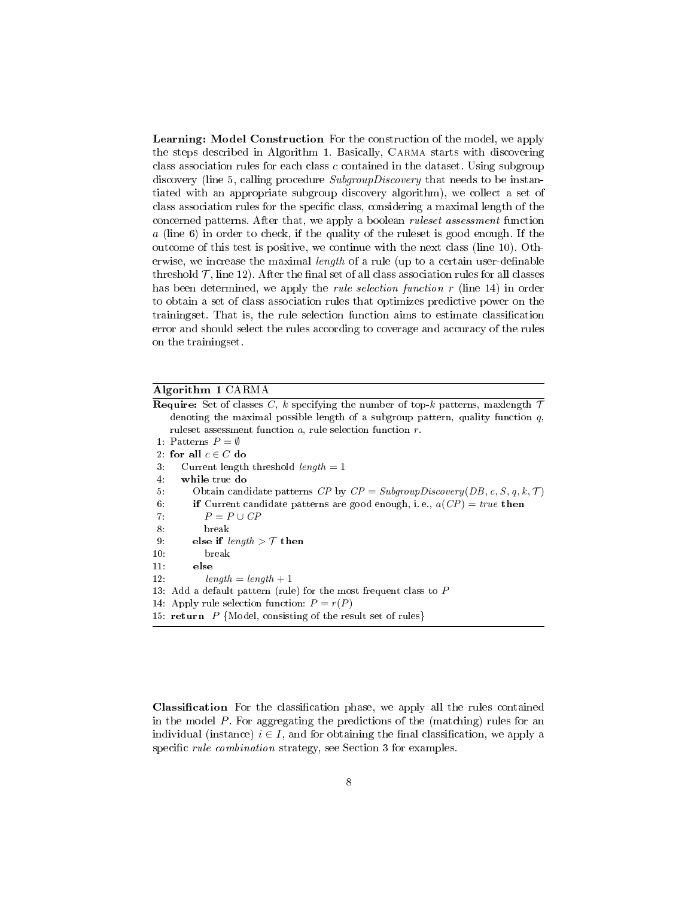**Learning: Model Construction** For the construction of the model, we apply the steps described in Algorithm 1. Basically, CARMA starts with discovering class association rules for each class $c$ contained in the dataset. Using subgroup discovery (line 5, calling procedure *SubgroupDiscovery* that needs to be instantiated with an appropriate subgroup discovery algorithm), we collect a set of class association rules for the specific class, considering a maximal length of the concerned patterns. After that, we apply a boolean *ruleset assessment* function $a$ (line 6) in order to check, if the quality of the ruleset is good enough. If the outcome of this test is positive, we continue with the next class (line 10). Otherwise, we increase the maximal *length* of a rule (up to a certain user-definable threshold $\mathcal{T}$, line 12). After the final set of all class association rules for all classes has been determined, we apply the *rule selection function* $r$ (line 14) in order to obtain a set of class association rules that optimizes predictive power on the trainingset. That is, the rule selection function aims to estimate classification error and should select the rules according to coverage and accuracy of the rules on the trainingset.

**Algorithm 1** CARMA

**Require:** Set of classes $C$, $k$ specifying the number of top-$k$ patterns, maxlength $\mathcal{T}$ denoting the maximal possible length of a subgroup pattern, quality function $q$, ruleset assessment function $a$, rule selection function $r$.

```
 1: Patterns P = ∅
 2: for all c ∈ C do
 3:    Current length threshold length = 1
 4:    while true do
 5:       Obtain candidate patterns CP by CP = SubgroupDiscovery(DB, c, S, q, k, T)
 6:       if Current candidate patterns are good enough, i. e., a(CP) = true then
 7:          P = P ∪ CP
 8:          break
 9:       else if length > T then
10:          break
11:       else
12:          length = length + 1
13: Add a default pattern (rule) for the most frequent class to P
14: Apply rule selection function: P = r(P)
15: return P {Model, consisting of the result set of rules}
```

**Classification** For the classification phase, we apply all the rules contained in the model $P$. For aggregating the predictions of the (matching) rules for an individual (instance) $i \in I$, and for obtaining the final classification, we apply a specific *rule combination* strategy, see Section 3 for examples.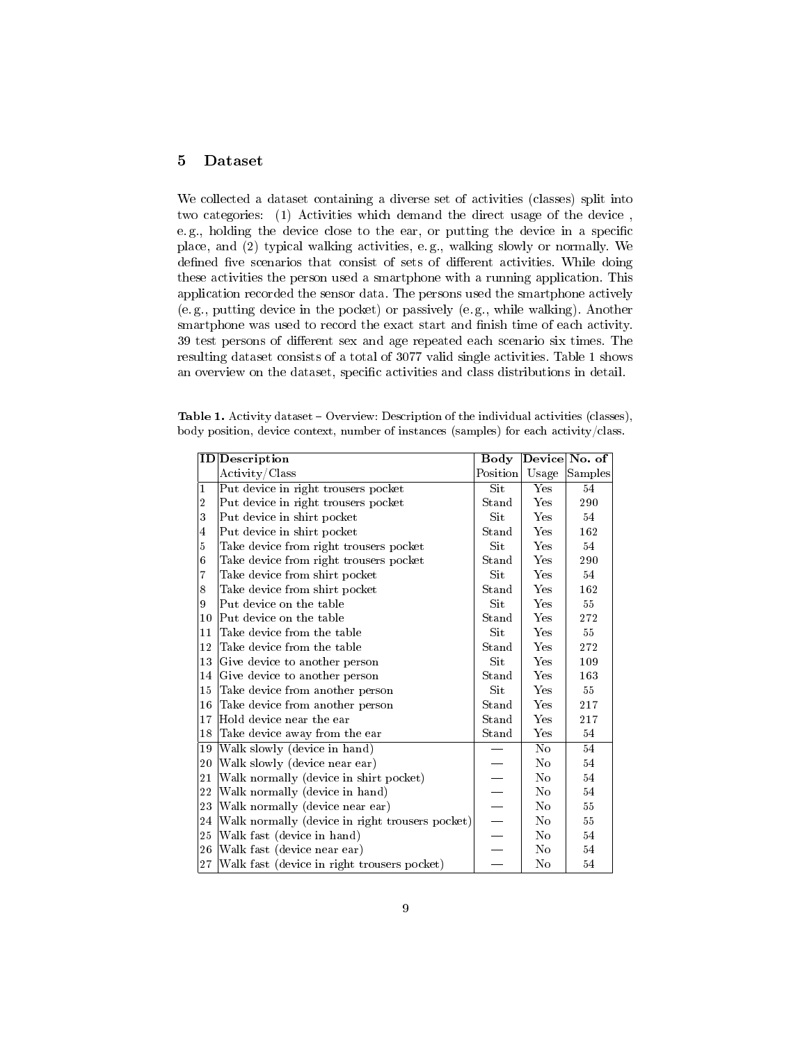## 5 Dataset

We collected a dataset containing a diverse set of activities (classes) split into two categories: (1) Activities which demand the direct usage of the device , e. g., holding the device close to the ear, or putting the device in a specific place, and (2) typical walking activities, e. g., walking slowly or normally. We defined five scenarios that consist of sets of different activities. While doing these activities the person used a smartphone with a running application. This application recorded the sensor data. The persons used the smartphone actively (e. g., putting device in the pocket) or passively (e. g., while walking). Another smartphone was used to record the exact start and finish time of each activity. 39 test persons of different sex and age repeated each scenario six times. The resulting dataset consists of a total of 3077 valid single activities. Table 1 shows an overview on the dataset, specific activities and class distributions in detail.

**Table 1.** Activity dataset – Overview: Description of the individual activities (classes), body position, device context, number of instances (samples) for each activity/class.

| ID | Description Activity/Class | Body Position | Device Usage | No. of Samples |
|---|---|---|---|---|
| 1 | Put device in right trousers pocket | Sit | Yes | 54 |
| 2 | Put device in right trousers pocket | Stand | Yes | 290 |
| 3 | Put device in shirt pocket | Sit | Yes | 54 |
| 4 | Put device in shirt pocket | Stand | Yes | 162 |
| 5 | Take device from right trousers pocket | Sit | Yes | 54 |
| 6 | Take device from right trousers pocket | Stand | Yes | 290 |
| 7 | Take device from shirt pocket | Sit | Yes | 54 |
| 8 | Take device from shirt pocket | Stand | Yes | 162 |
| 9 | Put device on the table | Sit | Yes | 55 |
| 10 | Put device on the table | Stand | Yes | 272 |
| 11 | Take device from the table | Sit | Yes | 55 |
| 12 | Take device from the table | Stand | Yes | 272 |
| 13 | Give device to another person | Sit | Yes | 109 |
| 14 | Give device to another person | Stand | Yes | 163 |
| 15 | Take device from another person | Sit | Yes | 55 |
| 16 | Take device from another person | Stand | Yes | 217 |
| 17 | Hold device near the ear | Stand | Yes | 217 |
| 18 | Take device away from the ear | Stand | Yes | 54 |
| 19 | Walk slowly (device in hand) | — | No | 54 |
| 20 | Walk slowly (device near ear) | — | No | 54 |
| 21 | Walk normally (device in shirt pocket) | — | No | 54 |
| 22 | Walk normally (device in hand) | — | No | 54 |
| 23 | Walk normally (device near ear) | — | No | 55 |
| 24 | Walk normally (device in right trousers pocket) | — | No | 55 |
| 25 | Walk fast (device in hand) | — | No | 54 |
| 26 | Walk fast (device near ear) | — | No | 54 |
| 27 | Walk fast (device in right trousers pocket) | — | No | 54 |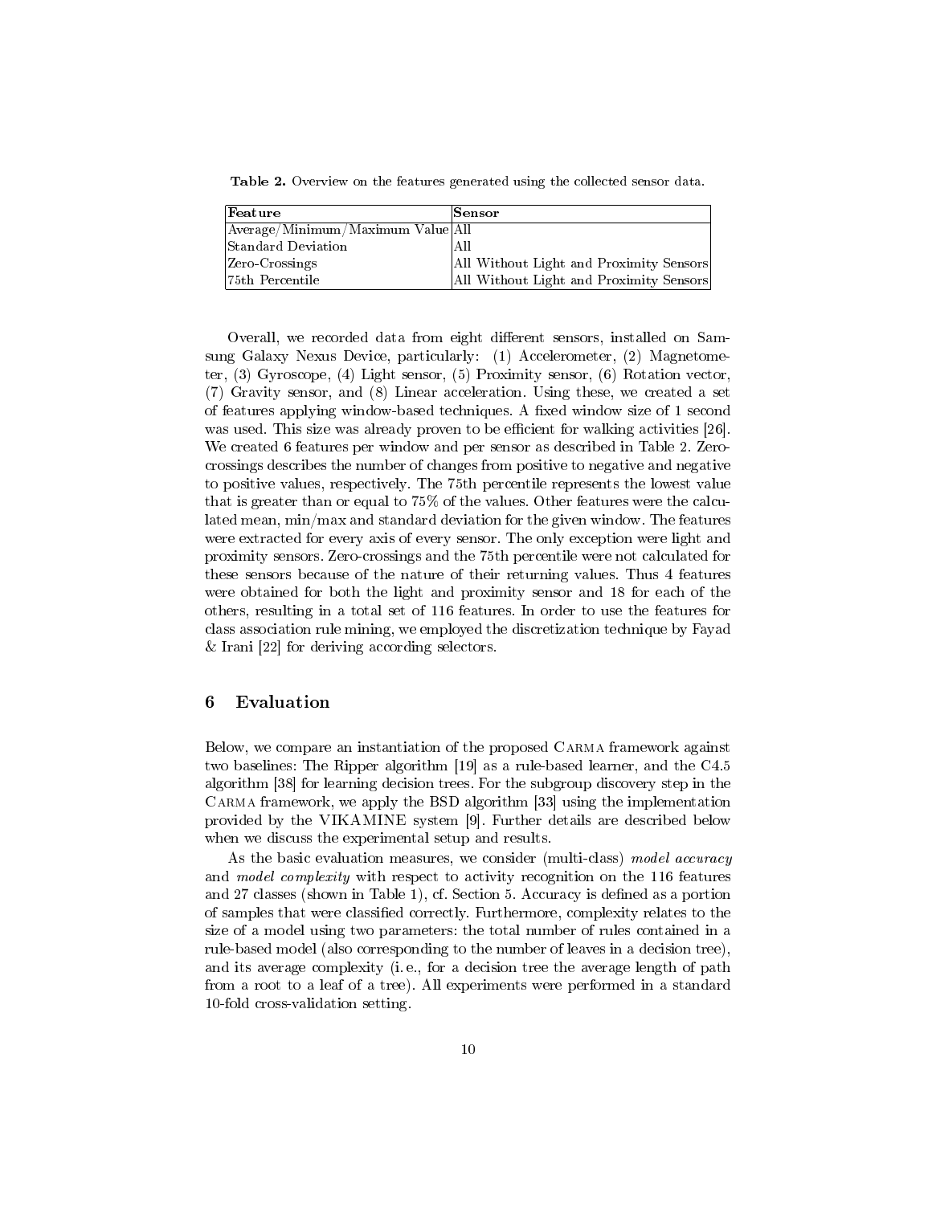**Table 2.** Overview on the features generated using the collected sensor data.

| Feature | Sensor |
|---|---|
| Average/Minimum/Maximum Value | All |
| Standard Deviation | All |
| Zero-Crossings | All Without Light and Proximity Sensors |
| 75th Percentile | All Without Light and Proximity Sensors |

Overall, we recorded data from eight different sensors, installed on Samsung Galaxy Nexus Device, particularly: (1) Accelerometer, (2) Magnetometer, (3) Gyroscope, (4) Light sensor, (5) Proximity sensor, (6) Rotation vector, (7) Gravity sensor, and (8) Linear acceleration. Using these, we created a set of features applying window-based techniques. A fixed window size of 1 second was used. This size was already proven to be efficient for walking activities [26]. We created 6 features per window and per sensor as described in Table 2. Zero-crossings describes the number of changes from positive to negative and negative to positive values, respectively. The 75th percentile represents the lowest value that is greater than or equal to 75% of the values. Other features were the calculated mean, min/max and standard deviation for the given window. The features were extracted for every axis of every sensor. The only exception were light and proximity sensors. Zero-crossings and the 75th percentile were not calculated for these sensors because of the nature of their returning values. Thus 4 features were obtained for both the light and proximity sensor and 18 for each of the others, resulting in a total set of 116 features. In order to use the features for class association rule mining, we employed the discretization technique by Fayad & Irani [22] for deriving according selectors.

## 6 Evaluation

Below, we compare an instantiation of the proposed CARMA framework against two baselines: The Ripper algorithm [19] as a rule-based learner, and the C4.5 algorithm [38] for learning decision trees. For the subgroup discovery step in the CARMA framework, we apply the BSD algorithm [33] using the implementation provided by the VIKAMINE system [9]. Further details are described below when we discuss the experimental setup and results.

As the basic evaluation measures, we consider (multi-class) *model accuracy* and *model complexity* with respect to activity recognition on the 116 features and 27 classes (shown in Table 1), cf. Section 5. Accuracy is defined as a portion of samples that were classified correctly. Furthermore, complexity relates to the size of a model using two parameters: the total number of rules contained in a rule-based model (also corresponding to the number of leaves in a decision tree), and its average complexity (i. e., for a decision tree the average length of path from a root to a leaf of a tree). All experiments were performed in a standard 10-fold cross-validation setting.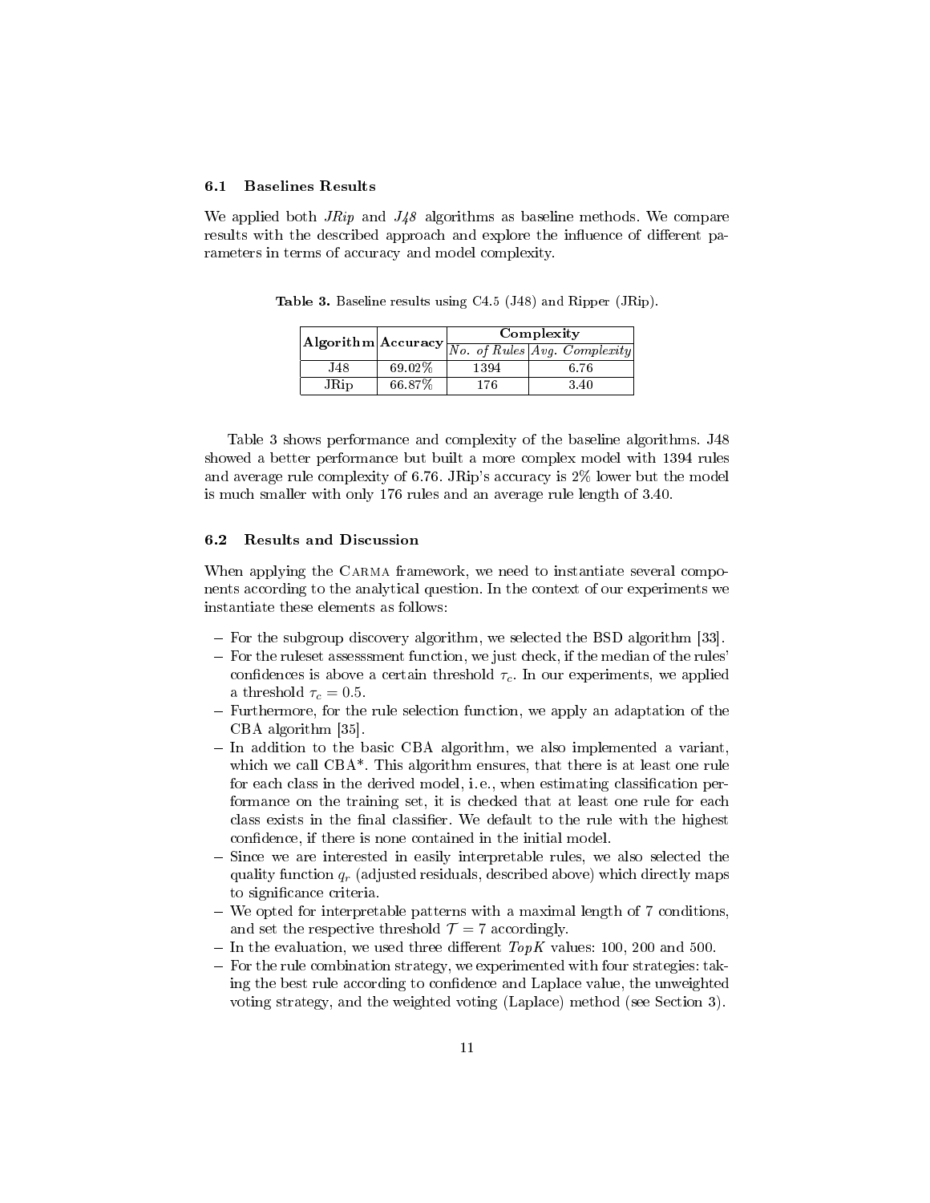### 6.1 Baselines Results

We applied both *JRip* and *J48* algorithms as baseline methods. We compare results with the described approach and explore the influence of different parameters in terms of accuracy and model complexity.

**Table 3.** Baseline results using C4.5 (J48) and Ripper (JRip).

| Algorithm | Accuracy | Complexity | |
|---|---|---|---|
| | | *No. of Rules* | *Avg. Complexity* |
| J48 | 69.02% | 1394 | 6.76 |
| JRip | 66.87% | 176 | 3.40 |

Table 3 shows performance and complexity of the baseline algorithms. J48 showed a better performance but built a more complex model with 1394 rules and average rule complexity of 6.76. JRip's accuracy is 2% lower but the model is much smaller with only 176 rules and an average rule length of 3.40.

### 6.2 Results and Discussion

When applying the Carma framework, we need to instantiate several components according to the analytical question. In the context of our experiments we instantiate these elements as follows:

- For the subgroup discovery algorithm, we selected the BSD algorithm [33].
- For the ruleset assesssment function, we just check, if the median of the rules' confidences is above a certain threshold $\tau_c$. In our experiments, we applied a threshold $\tau_c = 0.5$.
- Furthermore, for the rule selection function, we apply an adaptation of the CBA algorithm [35].
- In addition to the basic CBA algorithm, we also implemented a variant, which we call CBA*. This algorithm ensures, that there is at least one rule for each class in the derived model, i.e., when estimating classification performance on the training set, it is checked that at least one rule for each class exists in the final classifier. We default to the rule with the highest confidence, if there is none contained in the initial model.
- Since we are interested in easily interpretable rules, we also selected the quality function $q_r$ (adjusted residuals, described above) which directly maps to significance criteria.
- We opted for interpretable patterns with a maximal length of 7 conditions, and set the respective threshold $\mathcal{T} = 7$ accordingly.
- In the evaluation, we used three different $TopK$ values: 100, 200 and 500.
- For the rule combination strategy, we experimented with four strategies: taking the best rule according to confidence and Laplace value, the unweighted voting strategy, and the weighted voting (Laplace) method (see Section 3).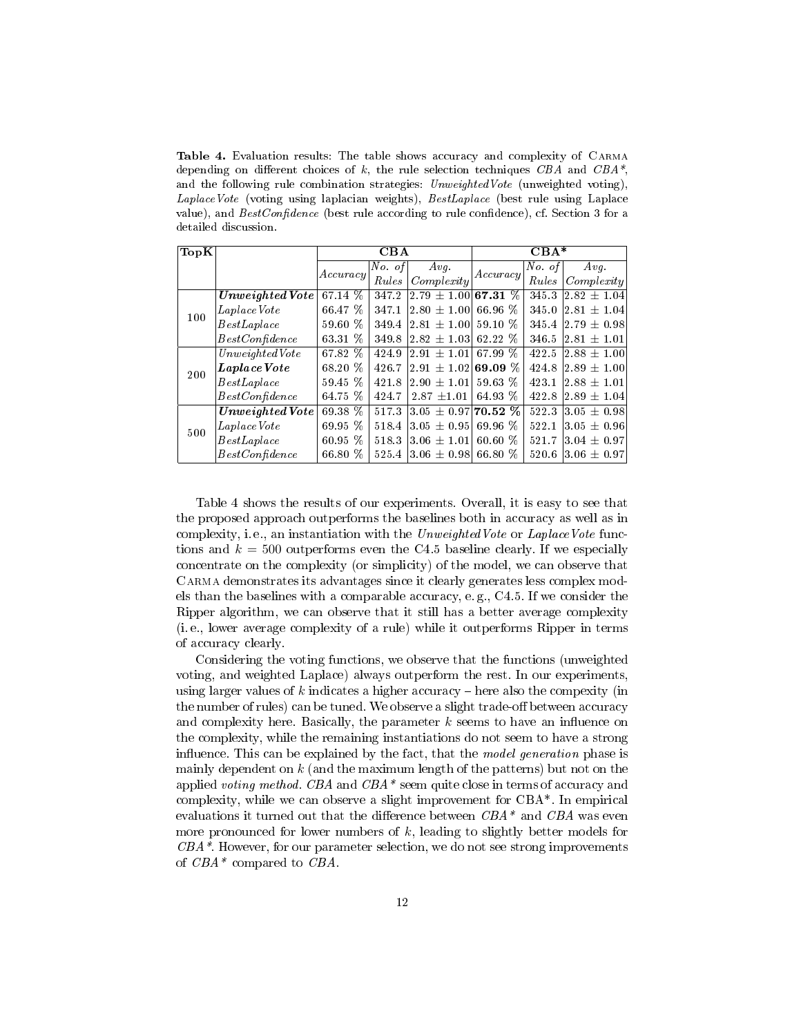**Table 4.** Evaluation results: The table shows accuracy and complexity of CARMA depending on different choices of $k$, the rule selection techniques *CBA* and *CBA\**, and the following rule combination strategies: *UnweightedVote* (unweighted voting), *LaplaceVote* (voting using laplacian weights), *BestLaplace* (best rule using Laplace value), and *BestConfidence* (best rule according to rule confidence), cf. Section 3 for a detailed discussion.

| TopK | | CBA | | | CBA* | | |
|---|---|---|---|---|---|---|---|
| | | *Accuracy* | *No. of Rules* | *Avg. Complexity* | *Accuracy* | *No. of Rules* | *Avg. Complexity* |
| 100 | ***UnweightedVote*** | 67.14 % | 347.2 | $2.79 \pm 1.00$ | **67.31 %** | 345.3 | $2.82 \pm 1.04$ |
| | *LaplaceVote* | 66.47 % | 347.1 | $2.80 \pm 1.00$ | 66.96 % | 345.0 | $2.81 \pm 1.04$ |
| | *BestLaplace* | 59.60 % | 349.4 | $2.81 \pm 1.00$ | 59.10 % | 345.4 | $2.79 \pm 0.98$ |
| | *BestConfidence* | 63.31 % | 349.8 | $2.82 \pm 1.03$ | 62.22 % | 346.5 | $2.81 \pm 1.01$ |
| 200 | *UnweightedVote* | 67.82 % | 424.9 | $2.91 \pm 1.01$ | 67.99 % | 422.5 | $2.88 \pm 1.00$ |
| | ***LaplaceVote*** | 68.20 % | 426.7 | $2.91 \pm 1.02$ | **69.09 %** | 424.8 | $2.89 \pm 1.00$ |
| | *BestLaplace* | 59.45 % | 421.8 | $2.90 \pm 1.01$ | 59.63 % | 423.1 | $2.88 \pm 1.01$ |
| | *BestConfidence* | 64.75 % | 424.7 | $2.87 \pm 1.01$ | 64.93 % | 422.8 | $2.89 \pm 1.04$ |
| 500 | ***UnweightedVote*** | 69.38 % | 517.3 | $3.05 \pm 0.97$ | **70.52 %** | 522.3 | $3.05 \pm 0.98$ |
| | *LaplaceVote* | 69.95 % | 518.4 | $3.05 \pm 0.95$ | 69.96 % | 522.1 | $3.05 \pm 0.96$ |
| | *BestLaplace* | 60.95 % | 518.3 | $3.06 \pm 1.01$ | 60.60 % | 521.7 | $3.04 \pm 0.97$ |
| | *BestConfidence* | 66.80 % | 525.4 | $3.06 \pm 0.98$ | 66.80 % | 520.6 | $3.06 \pm 0.97$ |

Table 4 shows the results of our experiments. Overall, it is easy to see that the proposed approach outperforms the baselines both in accuracy as well as in complexity, i. e., an instantiation with the *UnweightedVote* or *LaplaceVote* functions and $k = 500$ outperforms even the C4.5 baseline clearly. If we especially concentrate on the complexity (or simplicity) of the model, we can observe that CARMA demonstrates its advantages since it clearly generates less complex models than the baselines with a comparable accuracy, e. g., C4.5. If we consider the Ripper algorithm, we can observe that it still has a better average complexity (i. e., lower average complexity of a rule) while it outperforms Ripper in terms of accuracy clearly.

Considering the voting functions, we observe that the functions (unweighted voting, and weighted Laplace) always outperform the rest. In our experiments, using larger values of $k$ indicates a higher accuracy – here also the compexity (in the number of rules) can be tuned. We observe a slight trade-off between accuracy and complexity here. Basically, the parameter $k$ seems to have an influence on the complexity, while the remaining instantiations do not seem to have a strong influence. This can be explained by the fact, that the *model generation* phase is mainly dependent on $k$ (and the maximum length of the patterns) but not on the applied *voting method*. *CBA* and *CBA\** seem quite close in terms of accuracy and complexity, while we can observe a slight improvement for CBA*. In empirical evaluations it turned out that the difference between *CBA\** and *CBA* was even more pronounced for lower numbers of $k$, leading to slightly better models for *CBA\**. However, for our parameter selection, we do not see strong improvements of *CBA\** compared to *CBA*.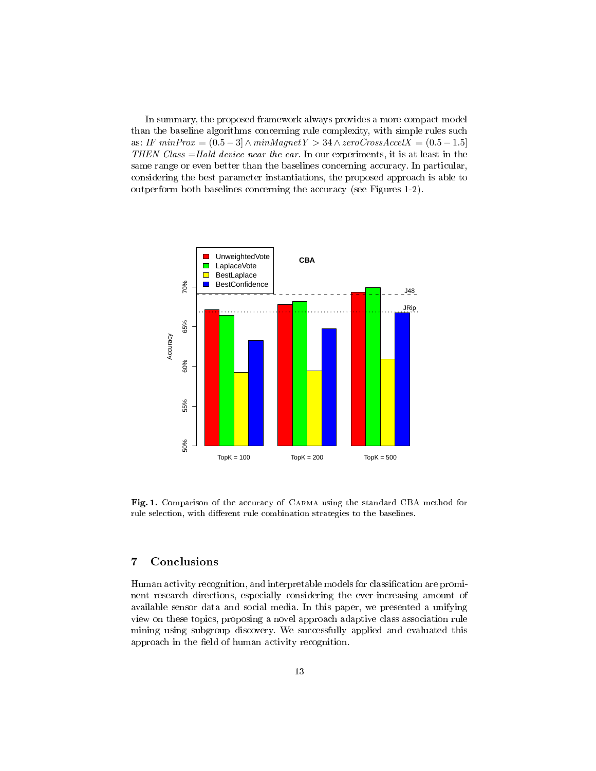In summary, the proposed framework always provides a more compact model than the baseline algorithms concerning rule complexity, with simple rules such as: *IF* $minProx = (0.5 - 3] \wedge minMagnetY > 34 \wedge zeroCrossAccelX = (0.5 - 1.5]$ *THEN Class =Hold device near the ear*. In our experiments, it is at least in the same range or even better than the baselines concerning accuracy. In particular, considering the best parameter instantiations, the proposed approach is able to outperform both baselines concerning the accuracy (see Figures 1-2).

**Fig. 1.** Comparison of the accuracy of CARMA using the standard CBA method for rule selection, with different rule combination strategies to the baselines.

## 7 Conclusions

Human activity recognition, and interpretable models for classification are prominent research directions, especially considering the ever-increasing amount of available sensor data and social media. In this paper, we presented a unifying view on these topics, proposing a novel approach adaptive class association rule mining using subgroup discovery. We successfully applied and evaluated this approach in the field of human activity recognition.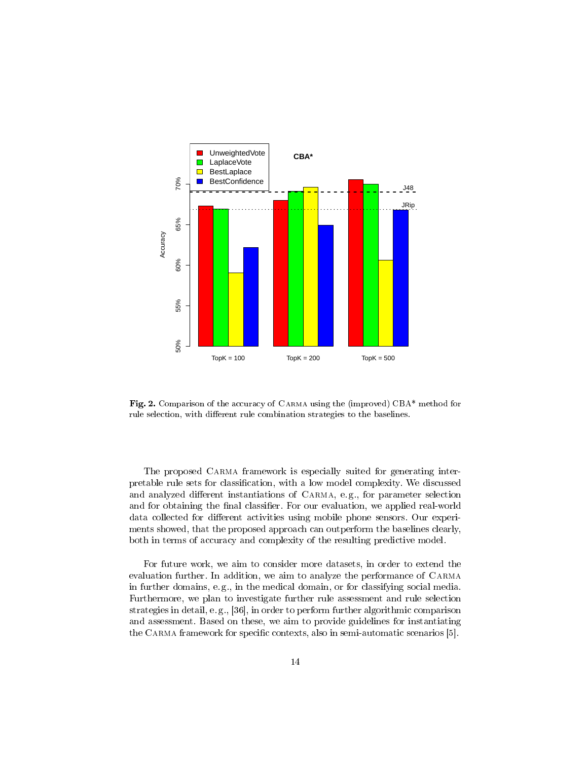**Fig. 2.** Comparison of the accuracy of CARMA using the (improved) CBA* method for rule selection, with different rule combination strategies to the baselines.

The proposed CARMA framework is especially suited for generating interpretable rule sets for classification, with a low model complexity. We discussed and analyzed different instantiations of CARMA, e.g., for parameter selection and for obtaining the final classifier. For our evaluation, we applied real-world data collected for different activities using mobile phone sensors. Our experiments showed, that the proposed approach can outperform the baselines clearly, both in terms of accuracy and complexity of the resulting predictive model.

For future work, we aim to consider more datasets, in order to extend the evaluation further. In addition, we aim to analyze the performance of CARMA in further domains, e.g., in the medical domain, or for classifying social media. Furthermore, we plan to investigate further rule assessment and rule selection strategies in detail, e.g., [36], in order to perform further algorithmic comparison and assessment. Based on these, we aim to provide guidelines for instantiating the CARMA framework for specific contexts, also in semi-automatic scenarios [5].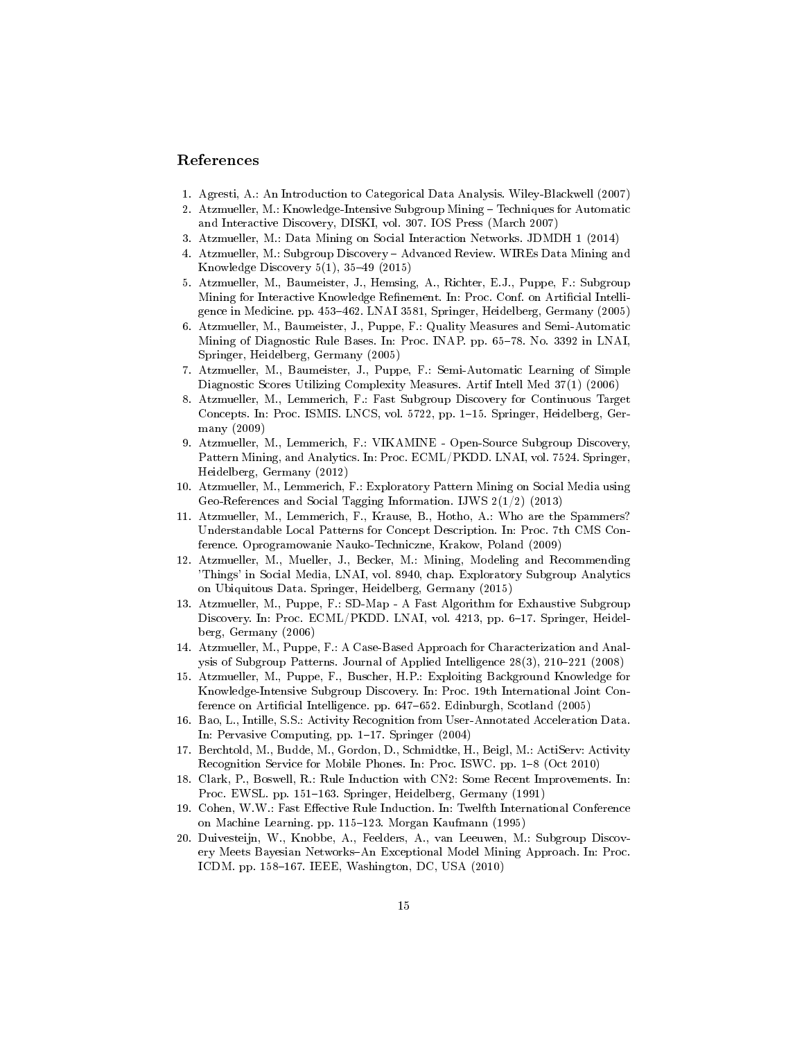## References

1. Agresti, A.: An Introduction to Categorical Data Analysis. Wiley-Blackwell (2007)
2. Atzmueller, M.: Knowledge-Intensive Subgroup Mining – Techniques for Automatic and Interactive Discovery, DISKI, vol. 307. IOS Press (March 2007)
3. Atzmueller, M.: Data Mining on Social Interaction Networks. JDMDH 1 (2014)
4. Atzmueller, M.: Subgroup Discovery – Advanced Review. WIREs Data Mining and Knowledge Discovery 5(1), 35–49 (2015)
5. Atzmueller, M., Baumeister, J., Hemsing, A., Richter, E.J., Puppe, F.: Subgroup Mining for Interactive Knowledge Refinement. In: Proc. Conf. on Artificial Intelligence in Medicine. pp. 453–462. LNAI 3581, Springer, Heidelberg, Germany (2005)
6. Atzmueller, M., Baumeister, J., Puppe, F.: Quality Measures and Semi-Automatic Mining of Diagnostic Rule Bases. In: Proc. INAP. pp. 65–78. No. 3392 in LNAI, Springer, Heidelberg, Germany (2005)
7. Atzmueller, M., Baumeister, J., Puppe, F.: Semi-Automatic Learning of Simple Diagnostic Scores Utilizing Complexity Measures. Artif Intell Med 37(1) (2006)
8. Atzmueller, M., Lemmerich, F.: Fast Subgroup Discovery for Continuous Target Concepts. In: Proc. ISMIS. LNCS, vol. 5722, pp. 1–15. Springer, Heidelberg, Germany (2009)
9. Atzmueller, M., Lemmerich, F.: VIKAMINE - Open-Source Subgroup Discovery, Pattern Mining, and Analytics. In: Proc. ECML/PKDD. LNAI, vol. 7524. Springer, Heidelberg, Germany (2012)
10. Atzmueller, M., Lemmerich, F.: Exploratory Pattern Mining on Social Media using Geo-References and Social Tagging Information. IJWS 2(1/2) (2013)
11. Atzmueller, M., Lemmerich, F., Krause, B., Hotho, A.: Who are the Spammers? Understandable Local Patterns for Concept Description. In: Proc. 7th CMS Conference. Oprogramowanie Nauko-Techniczne, Krakow, Poland (2009)
12. Atzmueller, M., Mueller, J., Becker, M.: Mining, Modeling and Recommending 'Things' in Social Media, LNAI, vol. 8940, chap. Exploratory Subgroup Analytics on Ubiquitous Data. Springer, Heidelberg, Germany (2015)
13. Atzmueller, M., Puppe, F.: SD-Map - A Fast Algorithm for Exhaustive Subgroup Discovery. In: Proc. ECML/PKDD. LNAI, vol. 4213, pp. 6–17. Springer, Heidelberg, Germany (2006)
14. Atzmueller, M., Puppe, F.: A Case-Based Approach for Characterization and Analysis of Subgroup Patterns. Journal of Applied Intelligence 28(3), 210–221 (2008)
15. Atzmueller, M., Puppe, F., Buscher, H.P.: Exploiting Background Knowledge for Knowledge-Intensive Subgroup Discovery. In: Proc. 19th International Joint Conference on Artificial Intelligence. pp. 647–652. Edinburgh, Scotland (2005)
16. Bao, L., Intille, S.S.: Activity Recognition from User-Annotated Acceleration Data. In: Pervasive Computing, pp. 1–17. Springer (2004)
17. Berchtold, M., Budde, M., Gordon, D., Schmidtke, H., Beigl, M.: ActiServ: Activity Recognition Service for Mobile Phones. In: Proc. ISWC. pp. 1–8 (Oct 2010)
18. Clark, P., Boswell, R.: Rule Induction with CN2: Some Recent Improvements. In: Proc. EWSL. pp. 151–163. Springer, Heidelberg, Germany (1991)
19. Cohen, W.W.: Fast Effective Rule Induction. In: Twelfth International Conference on Machine Learning. pp. 115–123. Morgan Kaufmann (1995)
20. Duivesteijn, W., Knobbe, A., Feelders, A., van Leeuwen, M.: Subgroup Discovery Meets Bayesian Networks–An Exceptional Model Mining Approach. In: Proc. ICDM. pp. 158–167. IEEE, Washington, DC, USA (2010)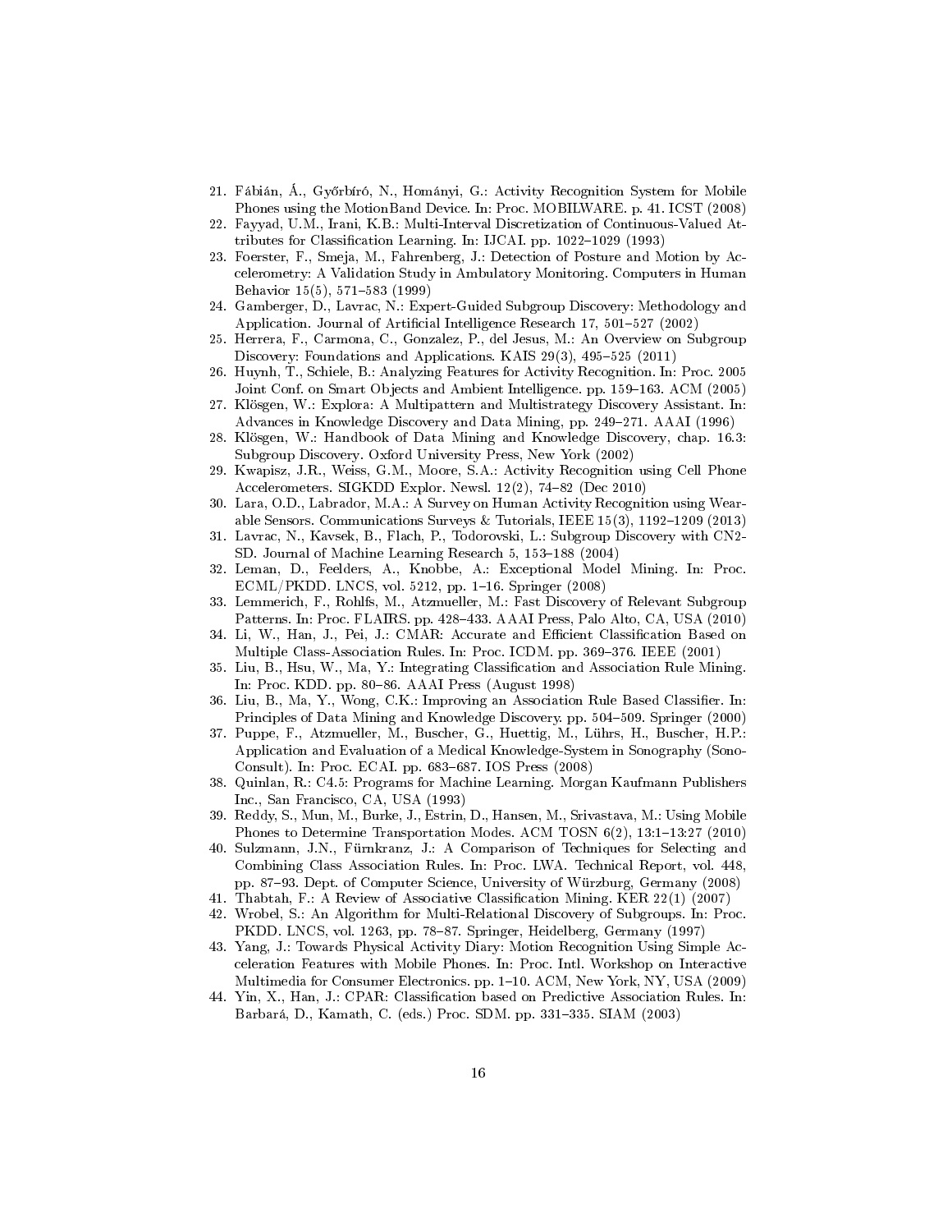21. Fábián, Á., Győrbíró, N., Hományi, G.: Activity Recognition System for Mobile Phones using the MotionBand Device. In: Proc. MOBILWARE. p. 41. ICST (2008)
22. Fayyad, U.M., Irani, K.B.: Multi-Interval Discretization of Continuous-Valued Attributes for Classification Learning. In: IJCAI. pp. 1022–1029 (1993)
23. Foerster, F., Smeja, M., Fahrenberg, J.: Detection of Posture and Motion by Accelerometry: A Validation Study in Ambulatory Monitoring. Computers in Human Behavior 15(5), 571–583 (1999)
24. Gamberger, D., Lavrac, N.: Expert-Guided Subgroup Discovery: Methodology and Application. Journal of Artificial Intelligence Research 17, 501–527 (2002)
25. Herrera, F., Carmona, C., Gonzalez, P., del Jesus, M.: An Overview on Subgroup Discovery: Foundations and Applications. KAIS 29(3), 495–525 (2011)
26. Huynh, T., Schiele, B.: Analyzing Features for Activity Recognition. In: Proc. 2005 Joint Conf. on Smart Objects and Ambient Intelligence. pp. 159–163. ACM (2005)
27. Klösgen, W.: Explora: A Multipattern and Multistrategy Discovery Assistant. In: Advances in Knowledge Discovery and Data Mining, pp. 249–271. AAAI (1996)
28. Klösgen, W.: Handbook of Data Mining and Knowledge Discovery, chap. 16.3: Subgroup Discovery. Oxford University Press, New York (2002)
29. Kwapisz, J.R., Weiss, G.M., Moore, S.A.: Activity Recognition using Cell Phone Accelerometers. SIGKDD Explor. Newsl. 12(2), 74–82 (Dec 2010)
30. Lara, O.D., Labrador, M.A.: A Survey on Human Activity Recognition using Wearable Sensors. Communications Surveys & Tutorials, IEEE 15(3), 1192–1209 (2013)
31. Lavrac, N., Kavsek, B., Flach, P., Todorovski, L.: Subgroup Discovery with CN2-SD. Journal of Machine Learning Research 5, 153–188 (2004)
32. Leman, D., Feelders, A., Knobbe, A.: Exceptional Model Mining. In: Proc. ECML/PKDD. LNCS, vol. 5212, pp. 1–16. Springer (2008)
33. Lemmerich, F., Rohlfs, M., Atzmueller, M.: Fast Discovery of Relevant Subgroup Patterns. In: Proc. FLAIRS. pp. 428–433. AAAI Press, Palo Alto, CA, USA (2010)
34. Li, W., Han, J., Pei, J.: CMAR: Accurate and Efficient Classification Based on Multiple Class-Association Rules. In: Proc. ICDM. pp. 369–376. IEEE (2001)
35. Liu, B., Hsu, W., Ma, Y.: Integrating Classification and Association Rule Mining. In: Proc. KDD. pp. 80–86. AAAI Press (August 1998)
36. Liu, B., Ma, Y., Wong, C.K.: Improving an Association Rule Based Classifier. In: Principles of Data Mining and Knowledge Discovery. pp. 504–509. Springer (2000)
37. Puppe, F., Atzmueller, M., Buscher, G., Huettig, M., Lührs, H., Buscher, H.P.: Application and Evaluation of a Medical Knowledge-System in Sonography (SonoConsult). In: Proc. ECAI. pp. 683–687. IOS Press (2008)
38. Quinlan, R.: C4.5: Programs for Machine Learning. Morgan Kaufmann Publishers Inc., San Francisco, CA, USA (1993)
39. Reddy, S., Mun, M., Burke, J., Estrin, D., Hansen, M., Srivastava, M.: Using Mobile Phones to Determine Transportation Modes. ACM TOSN 6(2), 13:1–13:27 (2010)
40. Sulzmann, J.N., Fürnkranz, J.: A Comparison of Techniques for Selecting and Combining Class Association Rules. In: Proc. LWA. Technical Report, vol. 448, pp. 87–93. Dept. of Computer Science, University of Würzburg, Germany (2008)
41. Thabtah, F.: A Review of Associative Classification Mining. KER 22(1) (2007)
42. Wrobel, S.: An Algorithm for Multi-Relational Discovery of Subgroups. In: Proc. PKDD. LNCS, vol. 1263, pp. 78–87. Springer, Heidelberg, Germany (1997)
43. Yang, J.: Towards Physical Activity Diary: Motion Recognition Using Simple Acceleration Features with Mobile Phones. In: Proc. Intl. Workshop on Interactive Multimedia for Consumer Electronics. pp. 1–10. ACM, New York, NY, USA (2009)
44. Yin, X., Han, J.: CPAR: Classification based on Predictive Association Rules. In: Barbará, D., Kamath, C. (eds.) Proc. SDM. pp. 331–335. SIAM (2003)